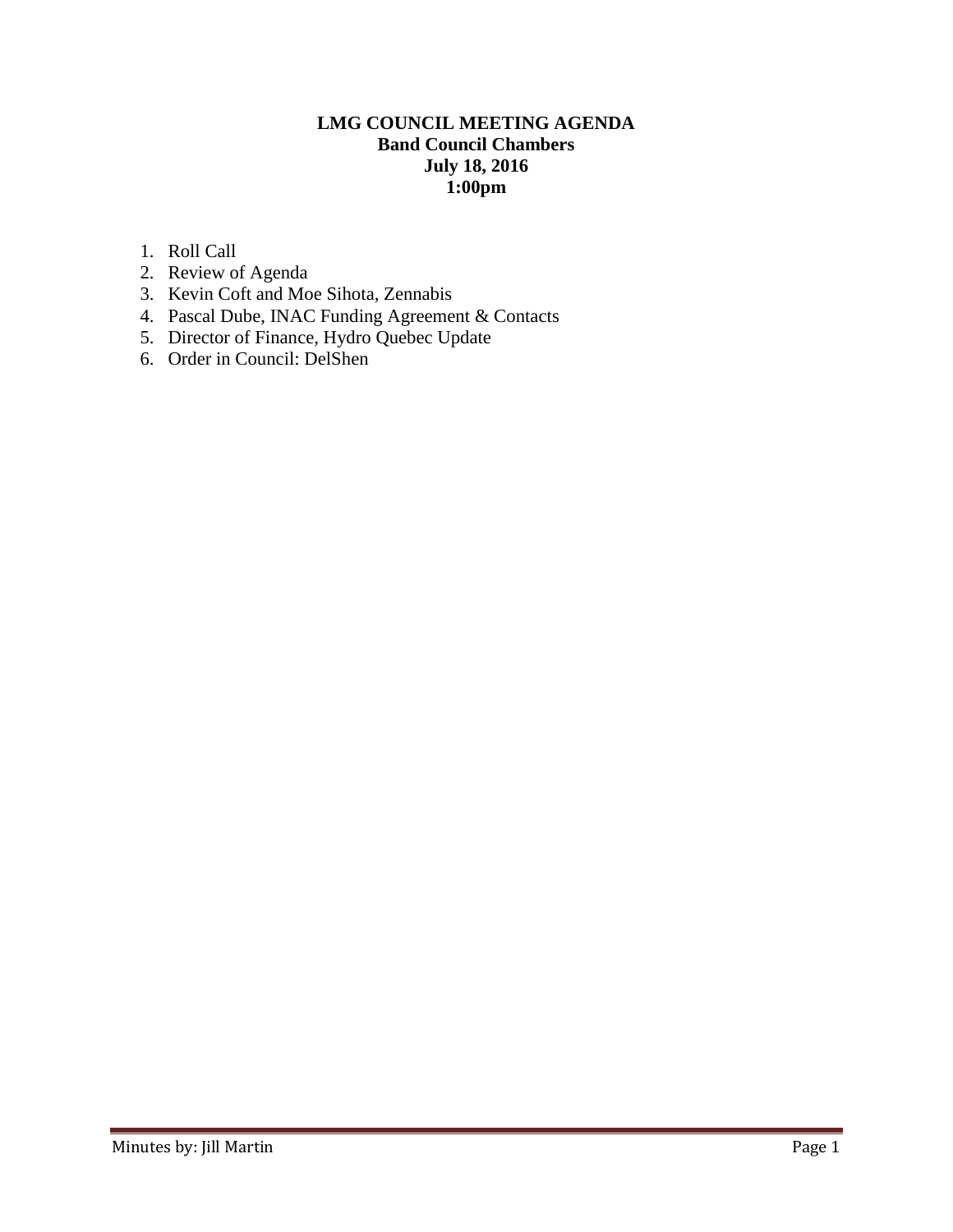# LMG COUNCIL MEETING AGENDA
## Band Council Chambers
## July 18, 2016
## 1:00pm

1. Roll Call
2. Review of Agenda
3. Kevin Coft and Moe Sihota, Zennabis
4. Pascal Dube, INAC Funding Agreement & Contacts
5. Director of Finance, Hydro Quebec Update
6. Order in Council: DelShen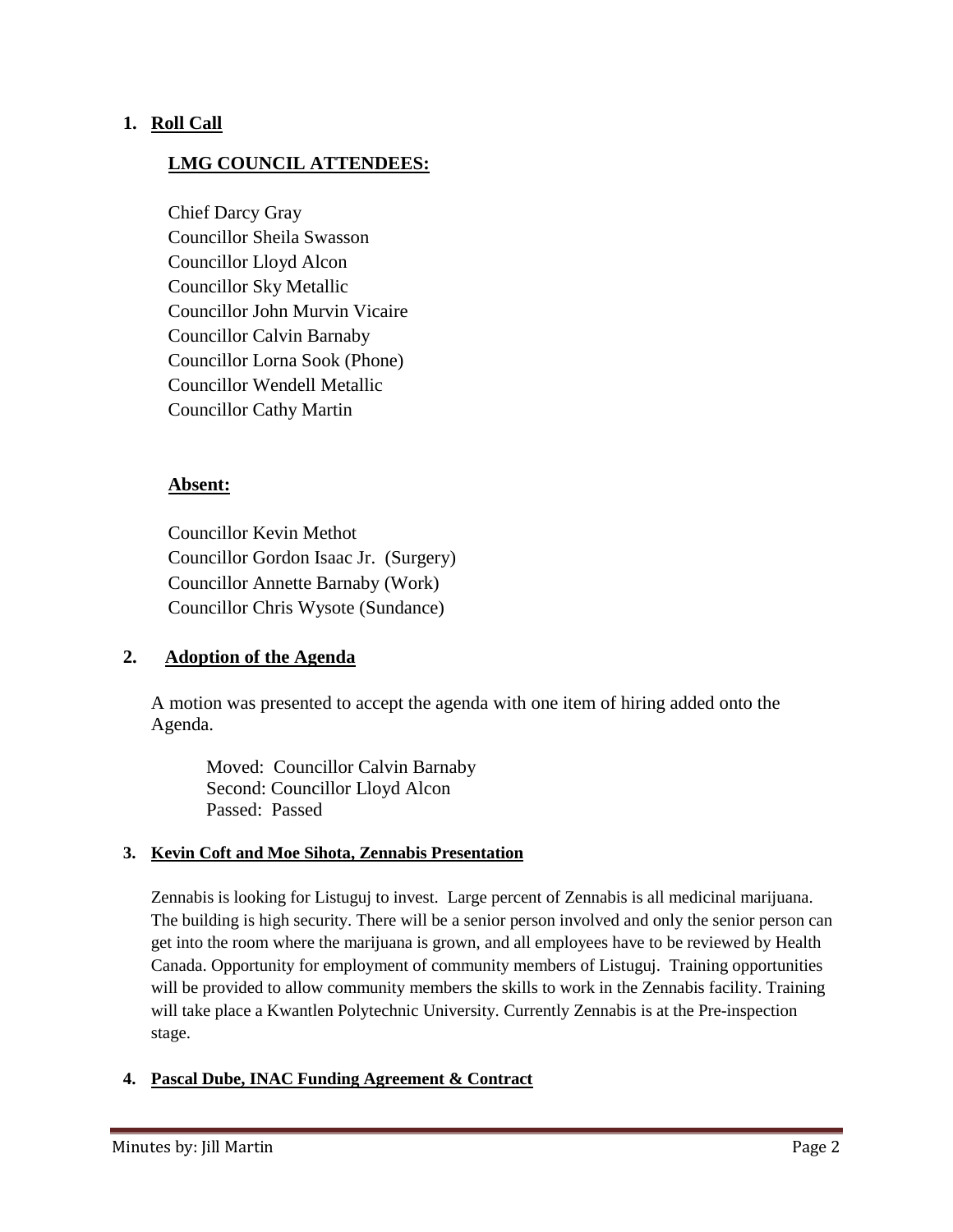## 1. Roll Call

### LMG COUNCIL ATTENDEES:

Chief Darcy Gray
Councillor Sheila Swasson
Councillor Lloyd Alcon
Councillor Sky Metallic
Councillor John Murvin Vicaire
Councillor Calvin Barnaby
Councillor Lorna Sook (Phone)
Councillor Wendell Metallic
Councillor Cathy Martin

### Absent:

Councillor Kevin Methot
Councillor Gordon Isaac Jr. (Surgery)
Councillor Annette Barnaby (Work)
Councillor Chris Wysote (Sundance)

## 2. Adoption of the Agenda

A motion was presented to accept the agenda with one item of hiring added onto the Agenda.

Moved: Councillor Calvin Barnaby
Second: Councillor Lloyd Alcon
Passed: Passed

## 3. Kevin Coft and Moe Sihota, Zennabis Presentation

Zennabis is looking for Listuguj to invest. Large percent of Zennabis is all medicinal marijuana. The building is high security. There will be a senior person involved and only the senior person can get into the room where the marijuana is grown, and all employees have to be reviewed by Health Canada. Opportunity for employment of community members of Listuguj. Training opportunities will be provided to allow community members the skills to work in the Zennabis facility. Training will take place a Kwantlen Polytechnic University. Currently Zennabis is at the Pre-inspection stage.

## 4. Pascal Dube, INAC Funding Agreement & Contract

Minutes by: Jill Martin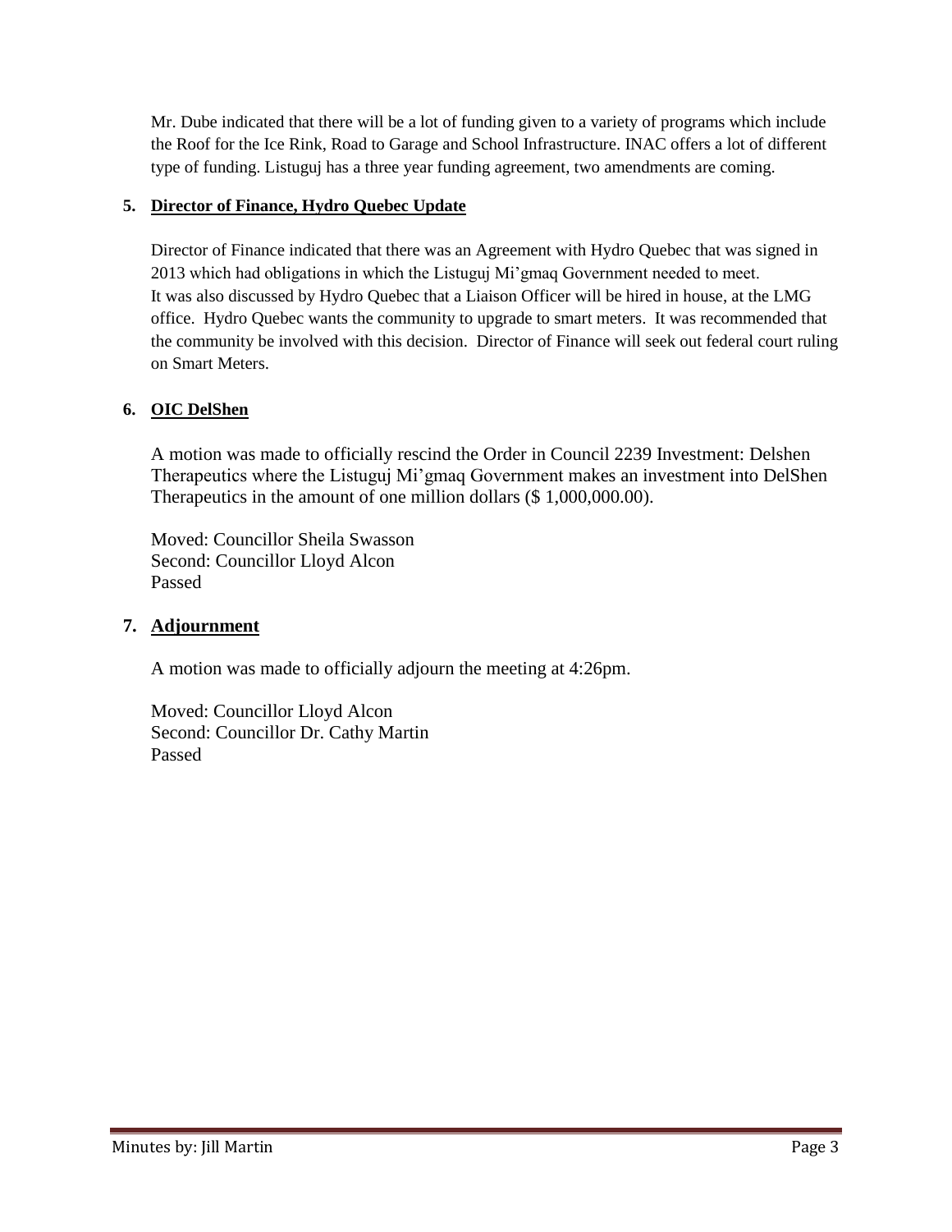Mr. Dube indicated that there will be a lot of funding given to a variety of programs which include the Roof for the Ice Rink, Road to Garage and School Infrastructure. INAC offers a lot of different type of funding. Listuguj has a three year funding agreement, two amendments are coming.

5. **Director of Finance, Hydro Quebec Update**

   Director of Finance indicated that there was an Agreement with Hydro Quebec that was signed in 2013 which had obligations in which the Listuguj Mi'gmaq Government needed to meet. It was also discussed by Hydro Quebec that a Liaison Officer will be hired in house, at the LMG office. Hydro Quebec wants the community to upgrade to smart meters. It was recommended that the community be involved with this decision. Director of Finance will seek out federal court ruling on Smart Meters.

6. **OIC DelShen**

   A motion was made to officially rescind the Order in Council 2239 Investment: Delshen Therapeutics where the Listuguj Mi'gmaq Government makes an investment into DelShen Therapeutics in the amount of one million dollars ($ 1,000,000.00).

   Moved: Councillor Sheila Swasson
   Second: Councillor Lloyd Alcon
   Passed

7. **Adjournment**

   A motion was made to officially adjourn the meeting at 4:26pm.

   Moved: Councillor Lloyd Alcon
   Second: Councillor Dr. Cathy Martin
   Passed

Minutes by: Jill Martin